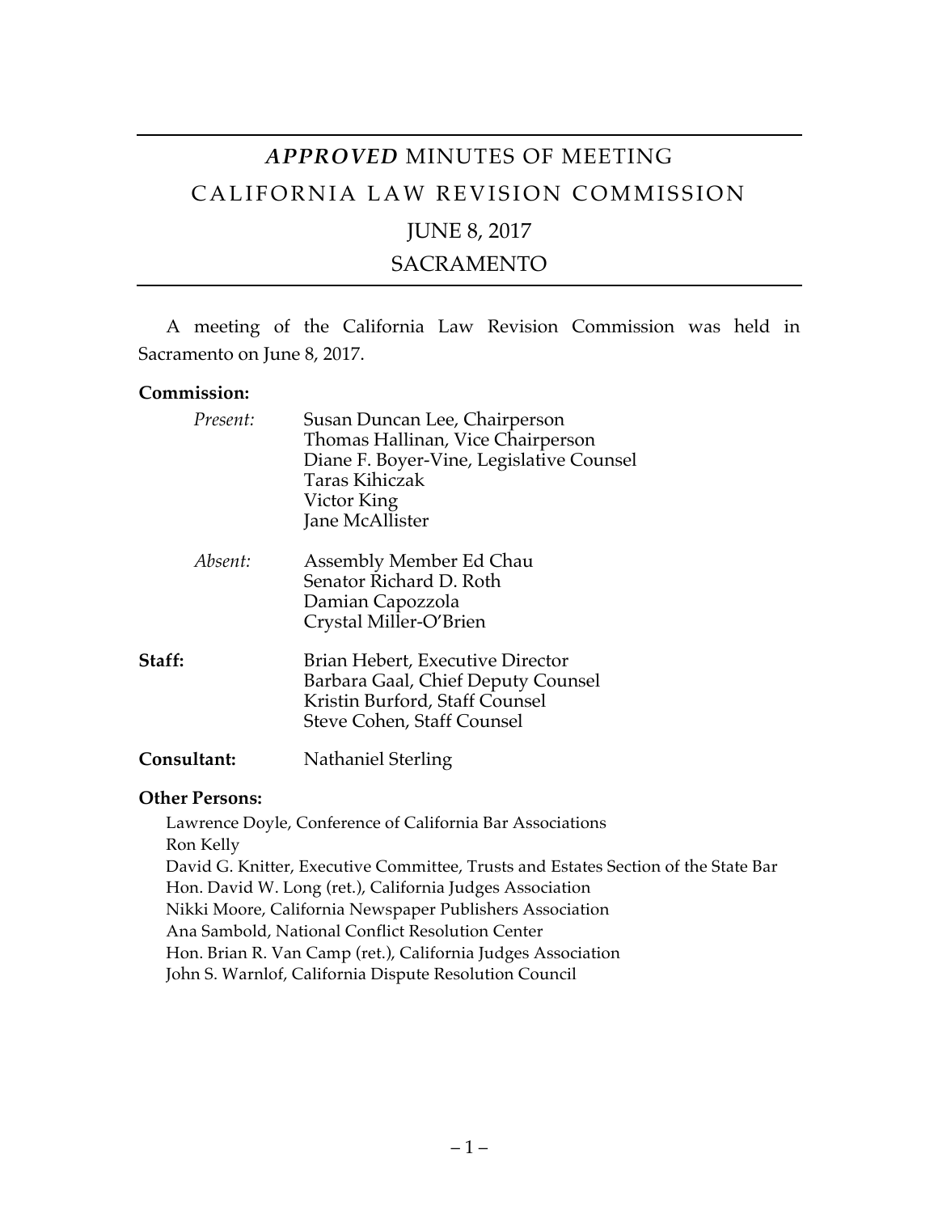# *APPROVED* MINUTES OF MEETING

# CALIFORNIA LAW REVISION COMMISSION

## JUNE 8, 2017

## SACRAMENTO

A meeting of the California Law Revision Commission was held in Sacramento on June 8, 2017.

**Commission:**

*Present:*
- Susan Duncan Lee, Chairperson
- Thomas Hallinan, Vice Chairperson
- Diane F. Boyer-Vine, Legislative Counsel
- Taras Kihiczak
- Victor King
- Jane McAllister

*Absent:*
- Assembly Member Ed Chau
- Senator Richard D. Roth
- Damian Capozzola
- Crystal Miller-O'Brien

**Staff:**
- Brian Hebert, Executive Director
- Barbara Gaal, Chief Deputy Counsel
- Kristin Burford, Staff Counsel
- Steve Cohen, Staff Counsel

**Consultant:** Nathaniel Sterling

**Other Persons:**

Lawrence Doyle, Conference of California Bar Associations
Ron Kelly
David G. Knitter, Executive Committee, Trusts and Estates Section of the State Bar
Hon. David W. Long (ret.), California Judges Association
Nikki Moore, California Newspaper Publishers Association
Ana Sambold, National Conflict Resolution Center
Hon. Brian R. Van Camp (ret.), California Judges Association
John S. Warnlof, California Dispute Resolution Council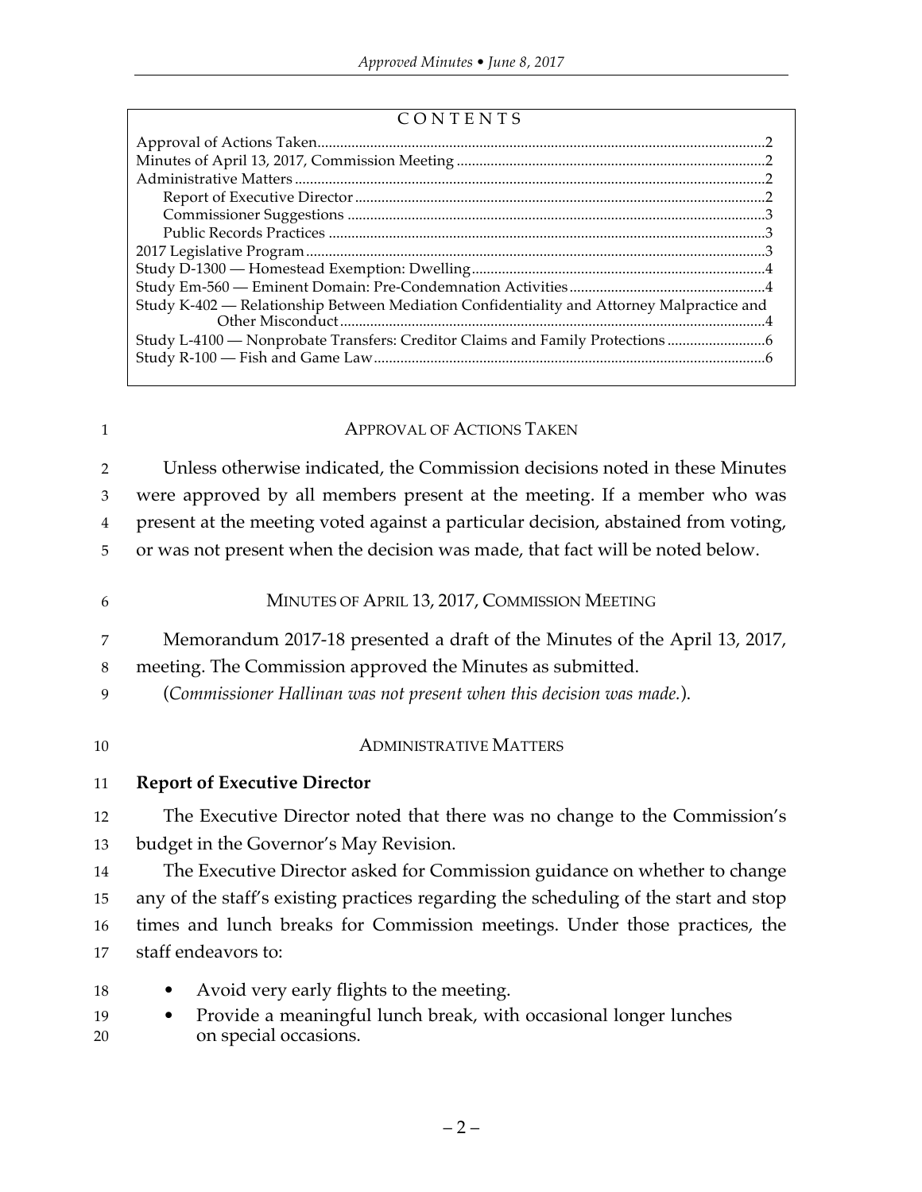CONTENTS

Approval of Actions Taken ..... 2
Minutes of April 13, 2017, Commission Meeting ..... 2
Administrative Matters ..... 2
  Report of Executive Director ..... 2
  Commissioner Suggestions ..... 3
  Public Records Practices ..... 3
2017 Legislative Program ..... 3
Study D-1300 — Homestead Exemption: Dwelling ..... 4
Study Em-560 — Eminent Domain: Pre-Condemnation Activities ..... 4
Study K-402 — Relationship Between Mediation Confidentiality and Attorney Malpractice and Other Misconduct ..... 4
Study L-4100 — Nonprobate Transfers: Creditor Claims and Family Protections ..... 6
Study R-100 — Fish and Game Law ..... 6

## APPROVAL OF ACTIONS TAKEN

Unless otherwise indicated, the Commission decisions noted in these Minutes were approved by all members present at the meeting. If a member who was present at the meeting voted against a particular decision, abstained from voting, or was not present when the decision was made, that fact will be noted below.

## MINUTES OF APRIL 13, 2017, COMMISSION MEETING

Memorandum 2017-18 presented a draft of the Minutes of the April 13, 2017, meeting. The Commission approved the Minutes as submitted.

(*Commissioner Hallinan was not present when this decision was made.*).

## ADMINISTRATIVE MATTERS

### Report of Executive Director

The Executive Director noted that there was no change to the Commission's budget in the Governor's May Revision.

The Executive Director asked for Commission guidance on whether to change any of the staff's existing practices regarding the scheduling of the start and stop times and lunch breaks for Commission meetings. Under those practices, the staff endeavors to:

- Avoid very early flights to the meeting.
- Provide a meaningful lunch break, with occasional longer lunches on special occasions.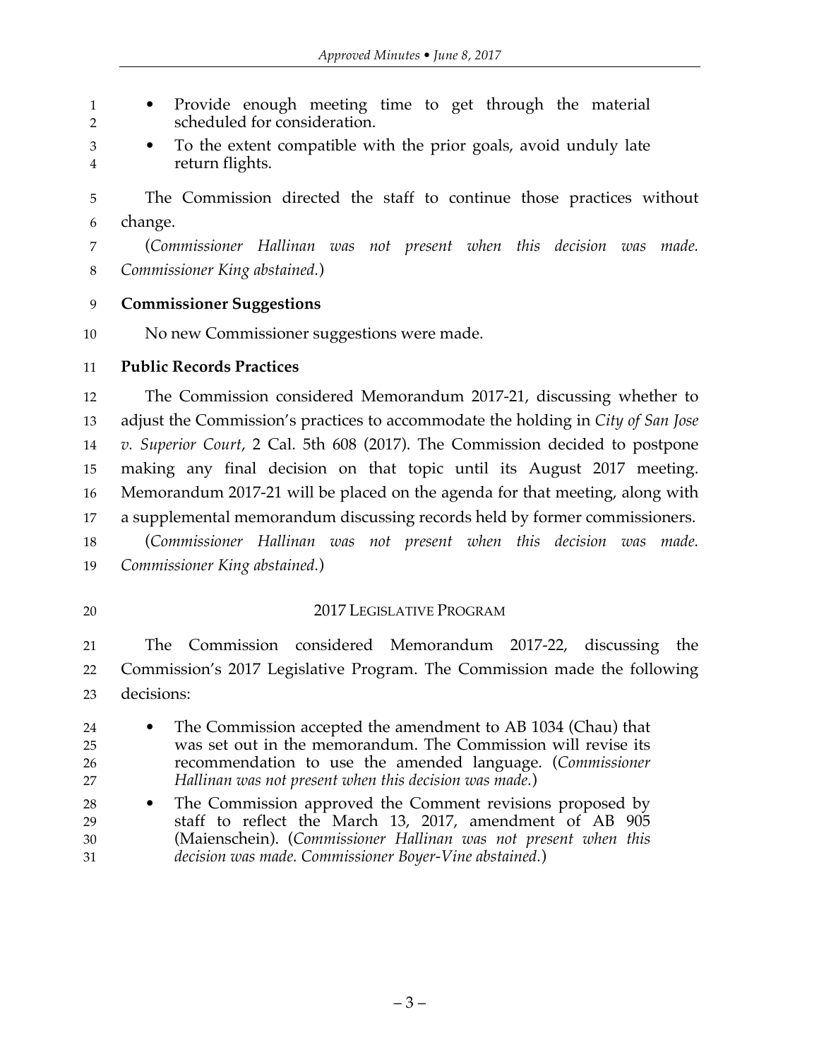- Provide enough meeting time to get through the material scheduled for consideration.
- To the extent compatible with the prior goals, avoid unduly late return flights.

The Commission directed the staff to continue those practices without change.

(*Commissioner Hallinan was not present when this decision was made. Commissioner King abstained.*)

**Commissioner Suggestions**

No new Commissioner suggestions were made.

**Public Records Practices**

The Commission considered Memorandum 2017-21, discussing whether to adjust the Commission's practices to accommodate the holding in *City of San Jose v. Superior Court*, 2 Cal. 5th 608 (2017). The Commission decided to postpone making any final decision on that topic until its August 2017 meeting. Memorandum 2017-21 will be placed on the agenda for that meeting, along with a supplemental memorandum discussing records held by former commissioners.

(*Commissioner Hallinan was not present when this decision was made. Commissioner King abstained.*)

## 2017 LEGISLATIVE PROGRAM

The Commission considered Memorandum 2017-22, discussing the Commission's 2017 Legislative Program. The Commission made the following decisions:

- The Commission accepted the amendment to AB 1034 (Chau) that was set out in the memorandum. The Commission will revise its recommendation to use the amended language. (*Commissioner Hallinan was not present when this decision was made.*)
- The Commission approved the Comment revisions proposed by staff to reflect the March 13, 2017, amendment of AB 905 (Maienschein). (*Commissioner Hallinan was not present when this decision was made. Commissioner Boyer-Vine abstained.*)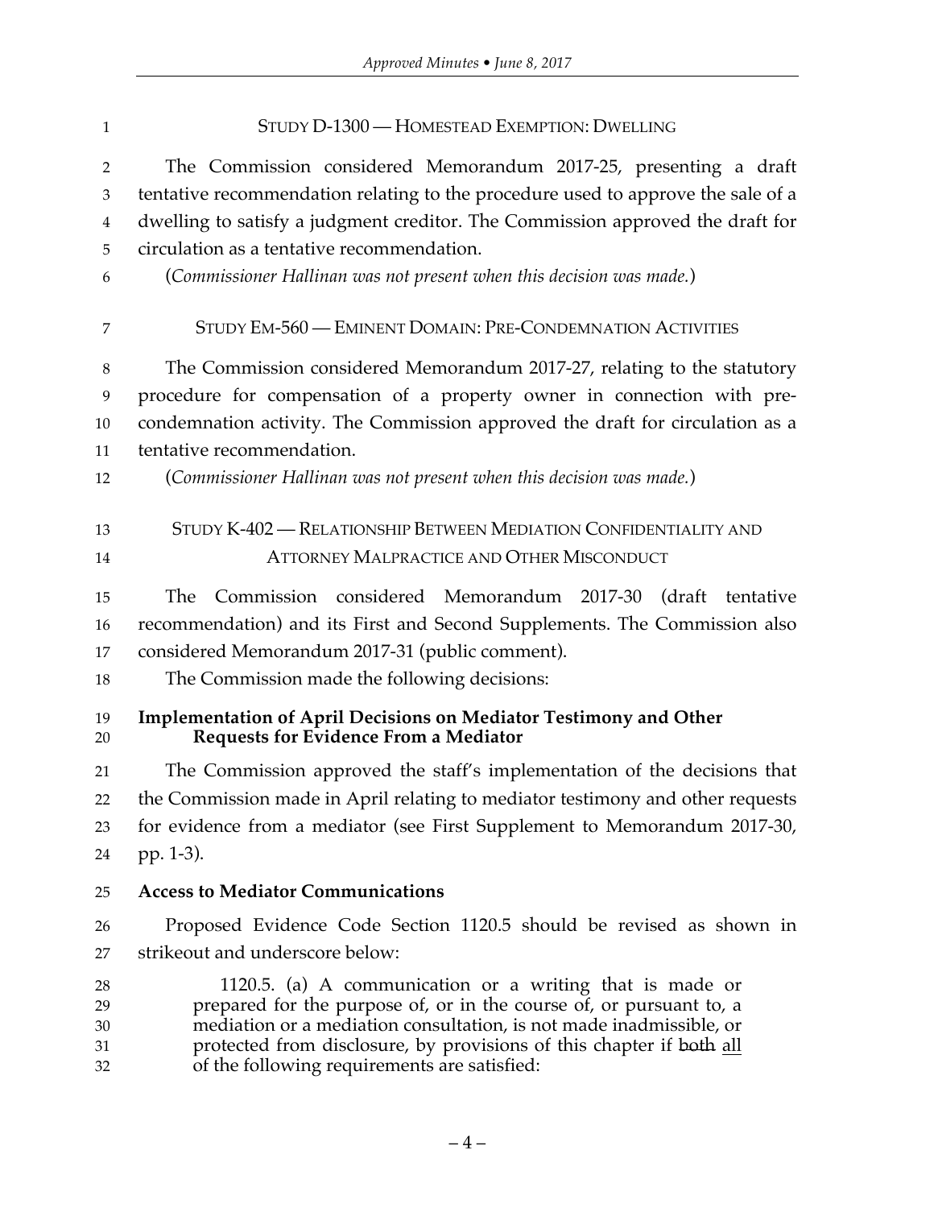STUDY D-1300 — HOMESTEAD EXEMPTION: DWELLING

The Commission considered Memorandum 2017-25, presenting a draft tentative recommendation relating to the procedure used to approve the sale of a dwelling to satisfy a judgment creditor. The Commission approved the draft for circulation as a tentative recommendation.

(*Commissioner Hallinan was not present when this decision was made.*)

STUDY EM-560 — EMINENT DOMAIN: PRE-CONDEMNATION ACTIVITIES

The Commission considered Memorandum 2017-27, relating to the statutory procedure for compensation of a property owner in connection with pre-condemnation activity. The Commission approved the draft for circulation as a tentative recommendation.

(*Commissioner Hallinan was not present when this decision was made.*)

STUDY K-402 — RELATIONSHIP BETWEEN MEDIATION CONFIDENTIALITY AND ATTORNEY MALPRACTICE AND OTHER MISCONDUCT

The Commission considered Memorandum 2017-30 (draft tentative recommendation) and its First and Second Supplements. The Commission also considered Memorandum 2017-31 (public comment).

The Commission made the following decisions:

**Implementation of April Decisions on Mediator Testimony and Other Requests for Evidence From a Mediator**

The Commission approved the staff's implementation of the decisions that the Commission made in April relating to mediator testimony and other requests for evidence from a mediator (see First Supplement to Memorandum 2017-30, pp. 1-3).

**Access to Mediator Communications**

Proposed Evidence Code Section 1120.5 should be revised as shown in strikeout and underscore below:

> 1120.5. (a) A communication or a writing that is made or prepared for the purpose of, or in the course of, or pursuant to, a mediation or a mediation consultation, is not made inadmissible, or protected from disclosure, by provisions of this chapter if ~~both~~ <u>all</u> of the following requirements are satisfied: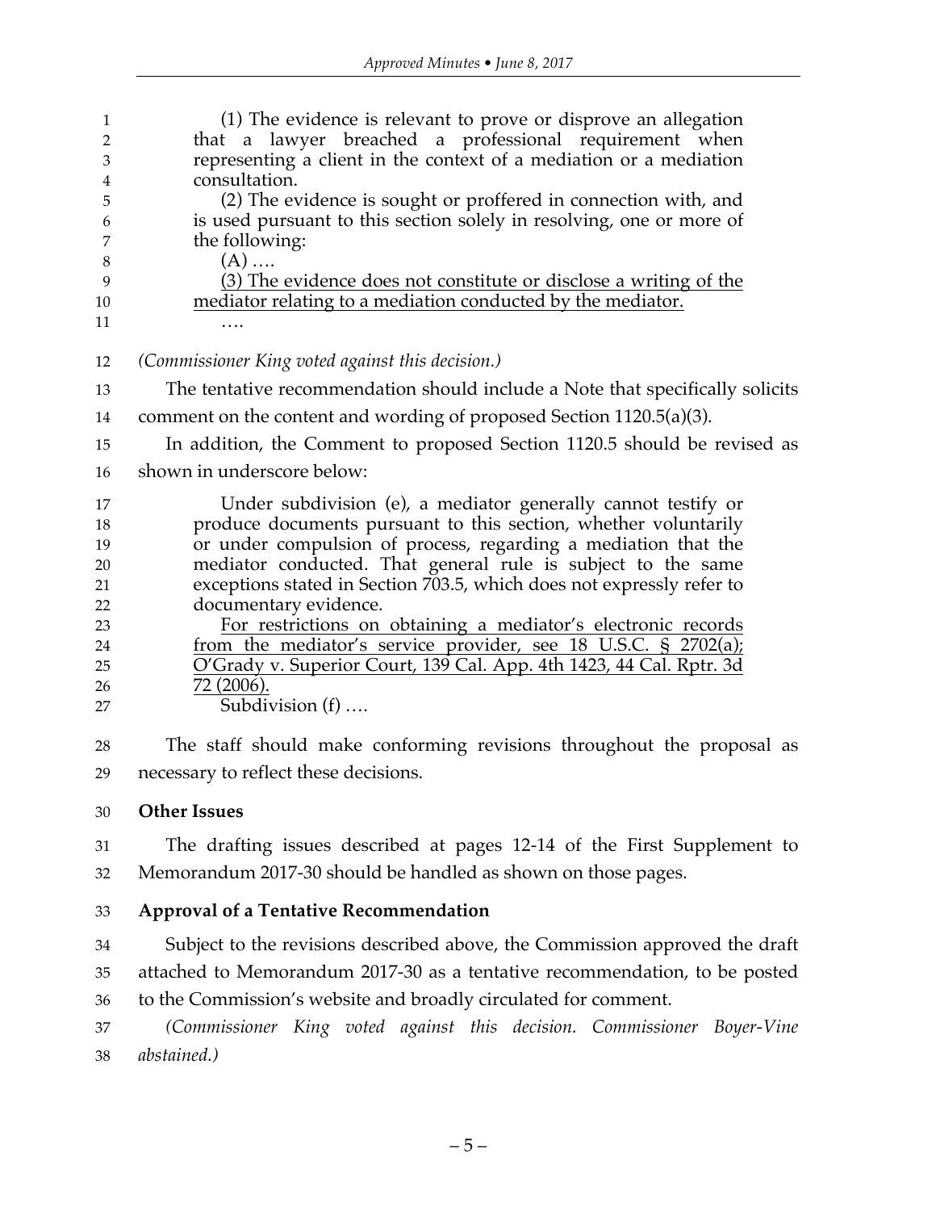(1) The evidence is relevant to prove or disprove an allegation that a lawyer breached a professional requirement when representing a client in the context of a mediation or a mediation consultation.

(2) The evidence is sought or proffered in connection with, and is used pursuant to this section solely in resolving, one or more of the following:

(A) ….

<u>(3) The evidence does not constitute or disclose a writing of the mediator relating to a mediation conducted by the mediator.</u>

….

*(Commissioner King voted against this decision.)*

The tentative recommendation should include a Note that specifically solicits comment on the content and wording of proposed Section 1120.5(a)(3).

In addition, the Comment to proposed Section 1120.5 should be revised as shown in underscore below:

> Under subdivision (e), a mediator generally cannot testify or produce documents pursuant to this section, whether voluntarily or under compulsion of process, regarding a mediation that the mediator conducted. That general rule is subject to the same exceptions stated in Section 703.5, which does not expressly refer to documentary evidence.
>
> <u>For restrictions on obtaining a mediator's electronic records from the mediator's service provider, see 18 U.S.C. § 2702(a); O'Grady v. Superior Court, 139 Cal. App. 4th 1423, 44 Cal. Rptr. 3d 72 (2006).</u>
>
> Subdivision (f) ….

The staff should make conforming revisions throughout the proposal as necessary to reflect these decisions.

**Other Issues**

The drafting issues described at pages 12-14 of the First Supplement to Memorandum 2017-30 should be handled as shown on those pages.

**Approval of a Tentative Recommendation**

Subject to the revisions described above, the Commission approved the draft attached to Memorandum 2017-30 as a tentative recommendation, to be posted to the Commission's website and broadly circulated for comment.

*(Commissioner King voted against this decision. Commissioner Boyer-Vine abstained.)*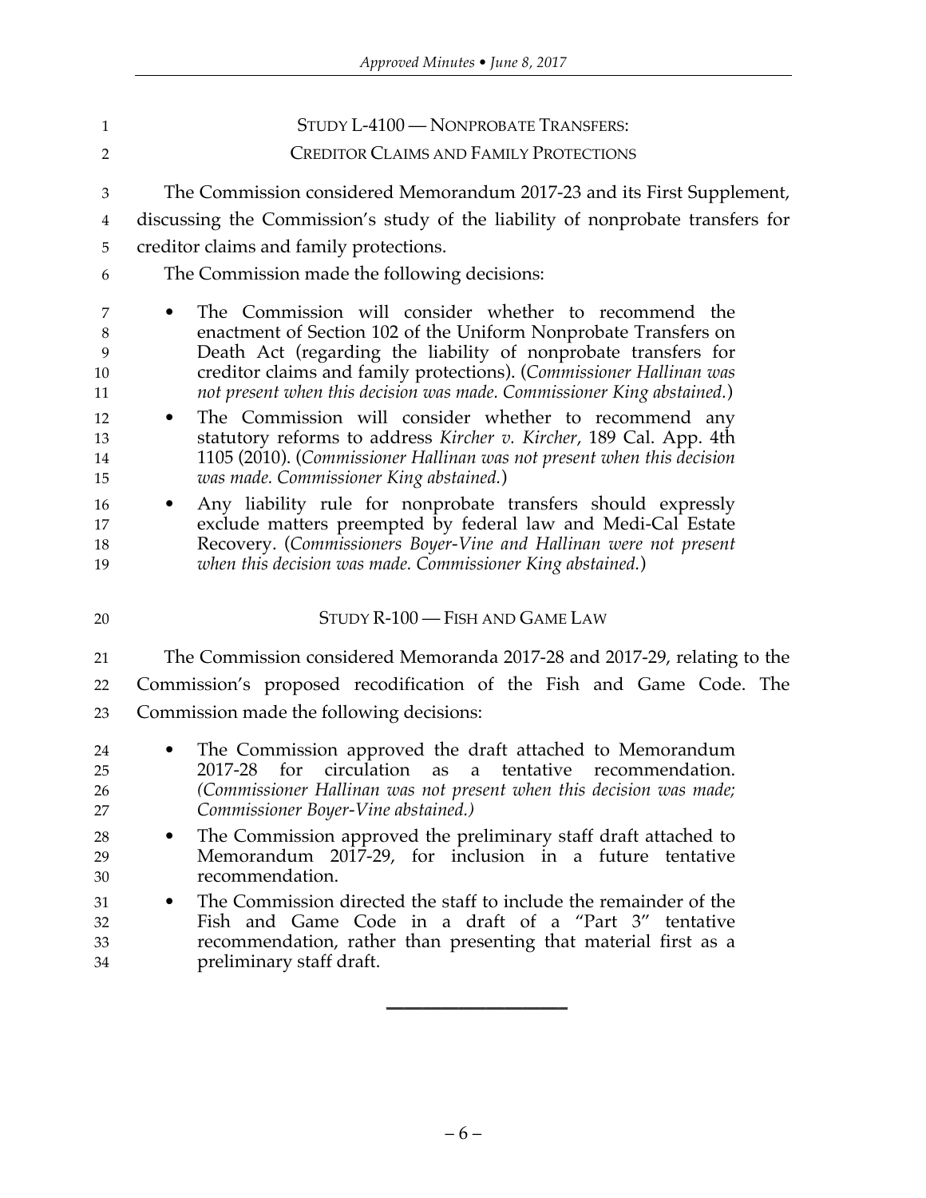## STUDY L-4100 — NONPROBATE TRANSFERS: CREDITOR CLAIMS AND FAMILY PROTECTIONS

The Commission considered Memorandum 2017-23 and its First Supplement, discussing the Commission's study of the liability of nonprobate transfers for creditor claims and family protections.

The Commission made the following decisions:

- The Commission will consider whether to recommend the enactment of Section 102 of the Uniform Nonprobate Transfers on Death Act (regarding the liability of nonprobate transfers for creditor claims and family protections). (*Commissioner Hallinan was not present when this decision was made. Commissioner King abstained.*)
- The Commission will consider whether to recommend any statutory reforms to address *Kircher v. Kircher*, 189 Cal. App. 4th 1105 (2010). (*Commissioner Hallinan was not present when this decision was made. Commissioner King abstained.*)
- Any liability rule for nonprobate transfers should expressly exclude matters preempted by federal law and Medi-Cal Estate Recovery. (*Commissioners Boyer-Vine and Hallinan were not present when this decision was made. Commissioner King abstained.*)

## STUDY R-100 — FISH AND GAME LAW

The Commission considered Memoranda 2017-28 and 2017-29, relating to the Commission's proposed recodification of the Fish and Game Code. The Commission made the following decisions:

- The Commission approved the draft attached to Memorandum 2017-28 for circulation as a tentative recommendation. *(Commissioner Hallinan was not present when this decision was made; Commissioner Boyer-Vine abstained.)*
- The Commission approved the preliminary staff draft attached to Memorandum 2017-29, for inclusion in a future tentative recommendation.
- The Commission directed the staff to include the remainder of the Fish and Game Code in a draft of a "Part 3" tentative recommendation, rather than presenting that material first as a preliminary staff draft.